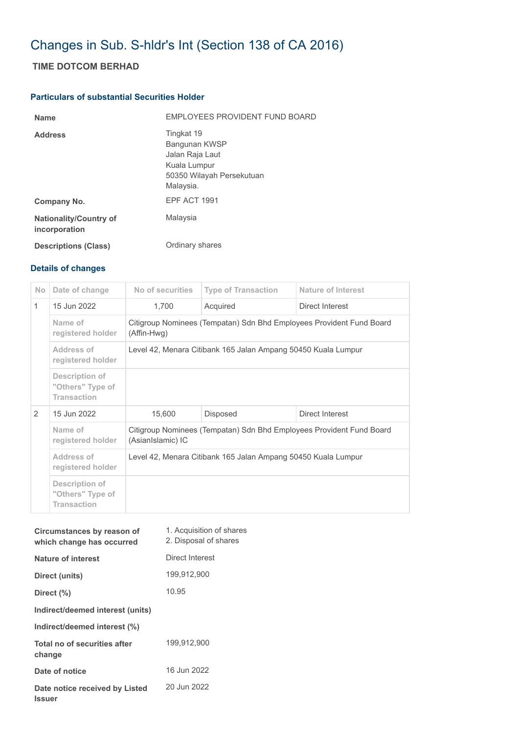# Changes in Sub. S-hldr's Int (Section 138 of CA 2016)

## TIME DOTCOM BERHAD

### Particulars of substantial Securities Holder

| | |
|---|---|
| **Name** | EMPLOYEES PROVIDENT FUND BOARD |
| **Address** | Tingkat 19<br>Bangunan KWSP<br>Jalan Raja Laut<br>Kuala Lumpur<br>50350 Wilayah Persekutuan<br>Malaysia. |
| **Company No.** | EPF ACT 1991 |
| **Nationality/Country of incorporation** | Malaysia |
| **Descriptions (Class)** | Ordinary shares |

### Details of changes

| No | Date of change | No of securities | Type of Transaction | Nature of Interest |
|---|---|---|---|---|
| 1 | 15 Jun 2022 | 1,700 | Acquired | Direct Interest |
| | Name of registered holder | Citigroup Nominees (Tempatan) Sdn Bhd Employees Provident Fund Board (Affin-Hwg) | | |
| | Address of registered holder | Level 42, Menara Citibank 165 Jalan Ampang 50450 Kuala Lumpur | | |
| | Description of "Others" Type of Transaction | | | |
| 2 | 15 Jun 2022 | 15,600 | Disposed | Direct Interest |
| | Name of registered holder | Citigroup Nominees (Tempatan) Sdn Bhd Employees Provident Fund Board (AsianIslamic) IC | | |
| | Address of registered holder | Level 42, Menara Citibank 165 Jalan Ampang 50450 Kuala Lumpur | | |
| | Description of "Others" Type of Transaction | | | |

| | |
|---|---|
| **Circumstances by reason of which change has occurred** | 1. Acquisition of shares<br>2. Disposal of shares |
| **Nature of interest** | Direct Interest |
| **Direct (units)** | 199,912,900 |
| **Direct (%)** | 10.95 |
| **Indirect/deemed interest (units)** | |
| **Indirect/deemed interest (%)** | |
| **Total no of securities after change** | 199,912,900 |
| **Date of notice** | 16 Jun 2022 |
| **Date notice received by Listed Issuer** | 20 Jun 2022 |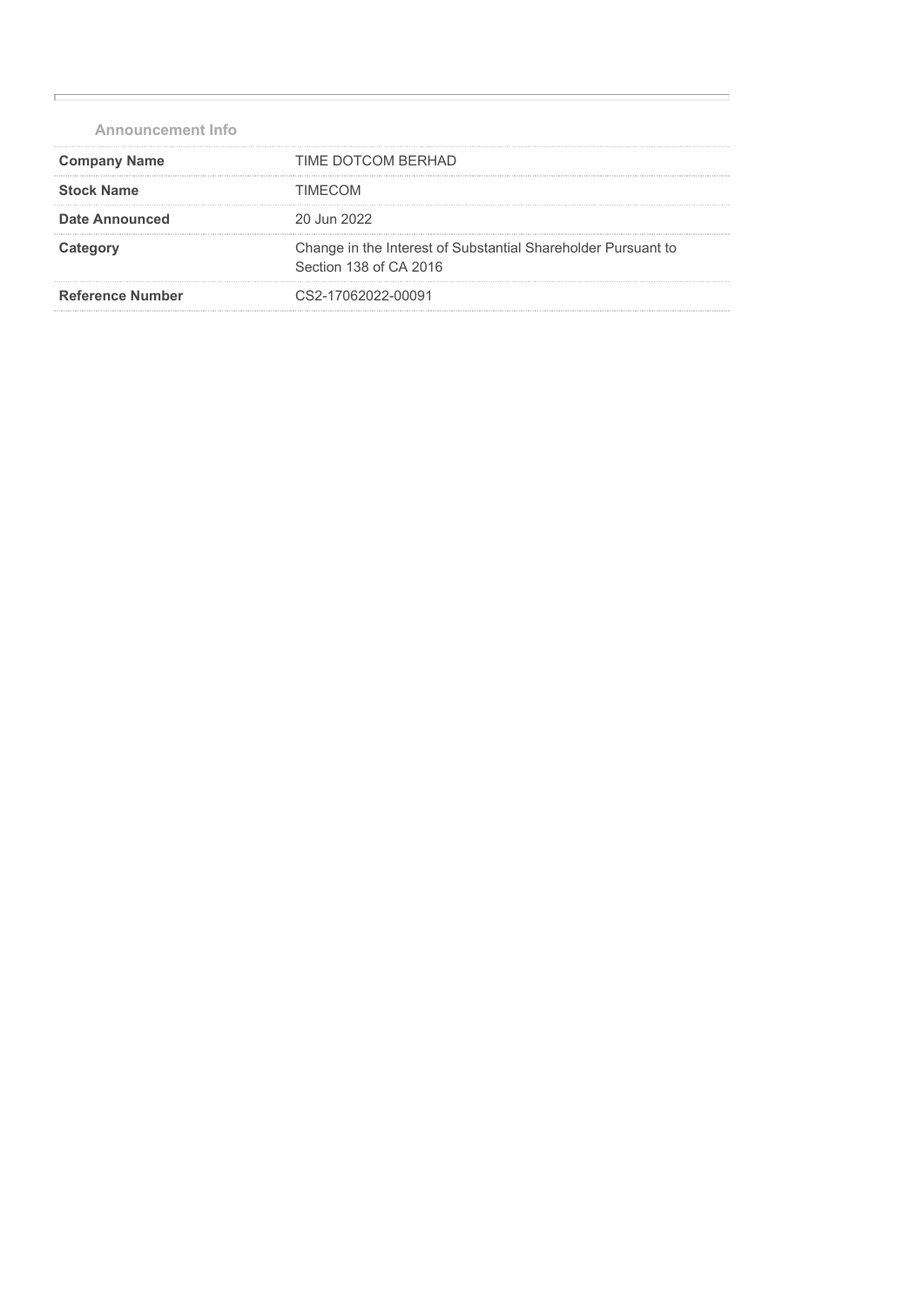### Announcement Info

| | |
|---|---|
| **Company Name** | TIME DOTCOM BERHAD |
| **Stock Name** | TIMECOM |
| **Date Announced** | 20 Jun 2022 |
| **Category** | Change in the Interest of Substantial Shareholder Pursuant to Section 138 of CA 2016 |
| **Reference Number** | CS2-17062022-00091 |